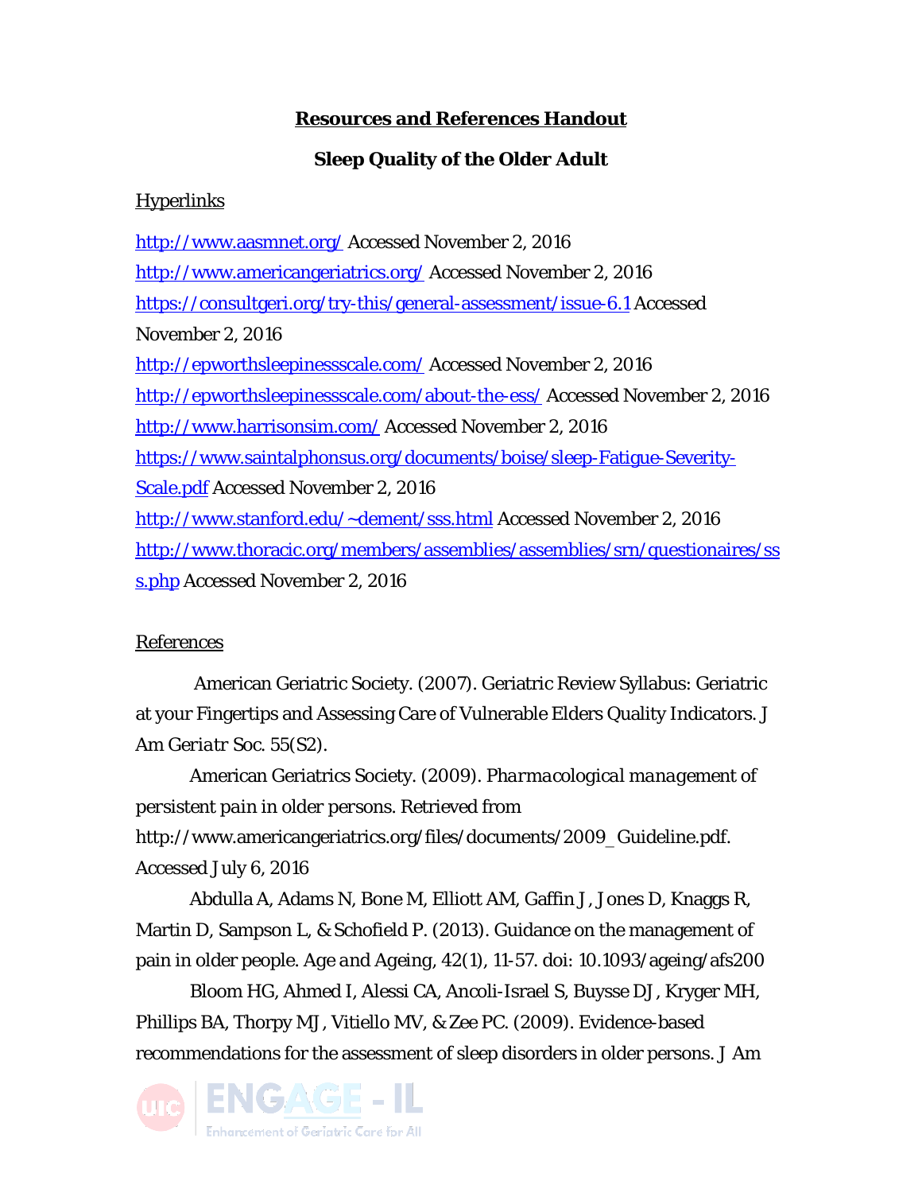**Resources and References Handout**

**Sleep Quality of the Older Adult**

Hyperlinks

http://www.aasmnet.org/ Accessed November 2, 2016
http://www.americangeriatrics.org/ Accessed November 2, 2016
https://consultgeri.org/try-this/general-assessment/issue-6.1 Accessed November 2, 2016
http://epworthsleepinessscale.com/ Accessed November 2, 2016
http://epworthsleepinessscale.com/about-the-ess/ Accessed November 2, 2016
http://www.harrisonsim.com/ Accessed November 2, 2016
https://www.saintalphonsus.org/documents/boise/sleep-Fatigue-Severity-Scale.pdf Accessed November 2, 2016
http://www.stanford.edu/~dement/sss.html Accessed November 2, 2016
http://www.thoracic.org/members/assemblies/assemblies/srn/questionaires/sss.php Accessed November 2, 2016

References

American Geriatric Society. (2007). Geriatric Review Syllabus: Geriatric at your Fingertips and Assessing Care of Vulnerable Elders Quality Indicators. J Am *Geriatr* Soc. 55(S2).

American Geriatrics Society. (2009). *Pharmacological management of persistent pain in older persons*. Retrieved from http://www.americangeriatrics.org/files/documents/2009_Guideline.pdf. Accessed July 6, 2016

Abdulla A, Adams N, Bone M, Elliott AM, Gaffin J, Jones D, Knaggs R, Martin D, Sampson L, & Schofield P. (2013). Guidance on the management of pain in older people. *Age and Ageing*, 42(1), 11-57. doi: 10.1093/ageing/afs200

Bloom HG, Ahmed I, Alessi CA, Ancoli-Israel S, Buysse DJ, Kryger MH, Phillips BA, Thorpy MJ, Vitiello MV, & Zee PC. (2009). Evidence-based recommendations for the assessment of sleep disorders in older persons. J Am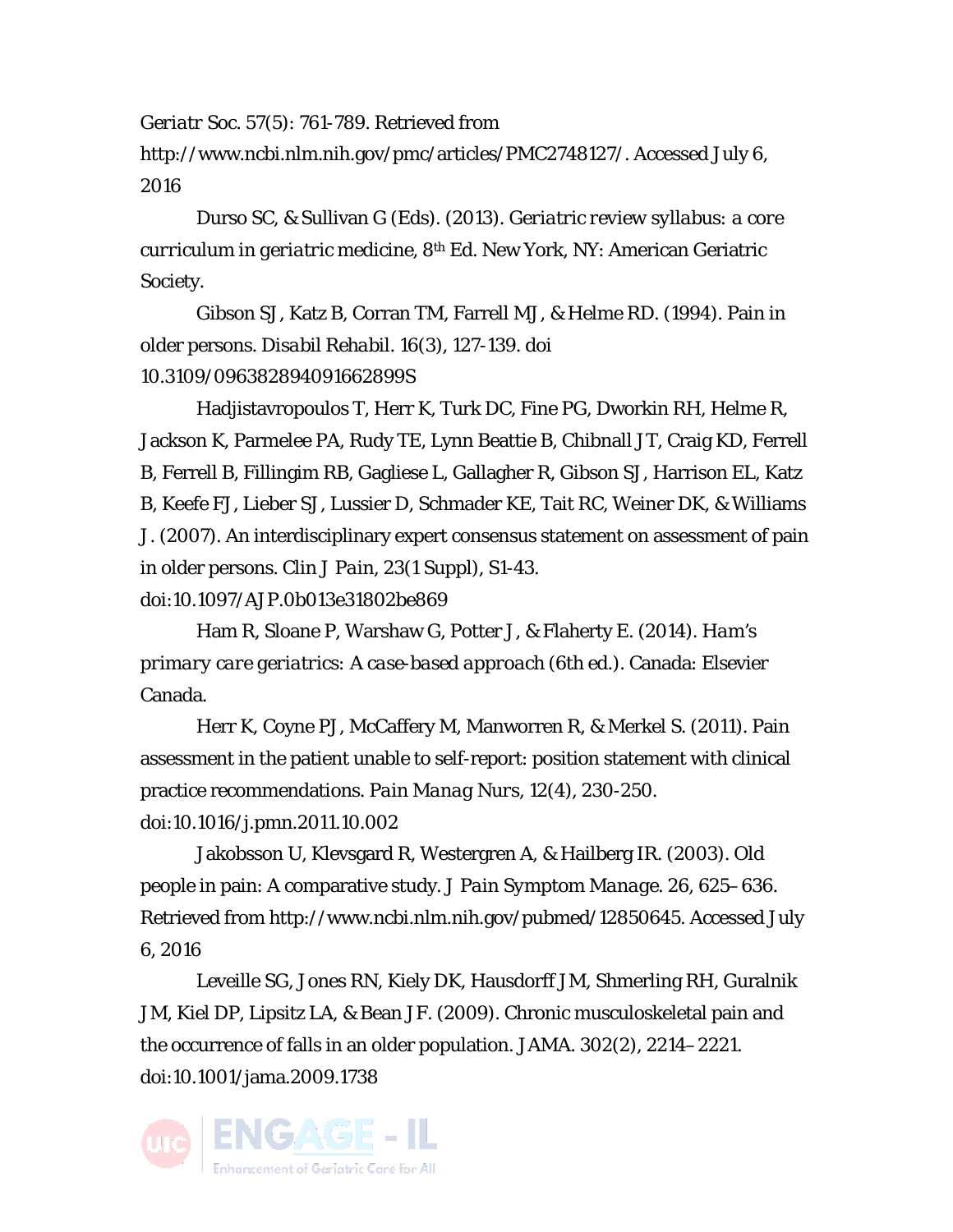*Geriatr Soc.* 57(5): 761-789. Retrieved from http://www.ncbi.nlm.nih.gov/pmc/articles/PMC2748127/. Accessed July 6, 2016

Durso SC, & Sullivan G (Eds). (2013). *Geriatric review syllabus: a core curriculum in geriatric medicine*, 8th Ed. New York, NY: American Geriatric Society.

Gibson SJ, Katz B, Corran TM, Farrell MJ, & Helme RD. (1994). Pain in older persons. *Disabil Rehabil*. 16(3), 127-139. doi 10.3109/09638289409166289​9S

Hadjistavropoulos T, Herr K, Turk DC, Fine PG, Dworkin RH, Helme R, Jackson K, Parmelee PA, Rudy TE, Lynn Beattie B, Chibnall JT, Craig KD, Ferrell B, Ferrell B, Fillingim RB, Gagliese L, Gallagher R, Gibson SJ, Harrison EL, Katz B, Keefe FJ, Lieber SJ, Lussier D, Schmader KE, Tait RC, Weiner DK, & Williams J. (2007). An interdisciplinary expert consensus statement on assessment of pain in older persons. *Clin J Pain*, 23(1 Suppl), S1-43. doi:10.1097/AJP.0b013e31802be869

Ham R, Sloane P, Warshaw G, Potter J, & Flaherty E. (2014). *Ham's primary care geriatrics: A case-based approach* (6th ed.). Canada: Elsevier Canada.

Herr K, Coyne PJ, McCaffery M, Manworren R, & Merkel S. (2011). Pain assessment in the patient unable to self-report: position statement with clinical practice recommendations. *Pain Manag Nurs*, 12(4), 230-250. doi:10.1016/j.pmn.2011.10.002

Jakobsson U, Klevsgard R, Westergren A, & Hailberg IR. (2003). Old people in pain: A comparative study. *J Pain Symptom Manage*. 26, 625–636. Retrieved from http://www.ncbi.nlm.nih.gov/pubmed/12850645. Accessed July 6, 2016

Leveille SG, Jones RN, Kiely DK, Hausdorff JM, Shmerling RH, Guralnik JM, Kiel DP, Lipsitz LA, & Bean JF. (2009). Chronic musculoskeletal pain and the occurrence of falls in an older population. *JAMA*. 302(2), 2214–2221. doi:10.1001/jama.2009.1738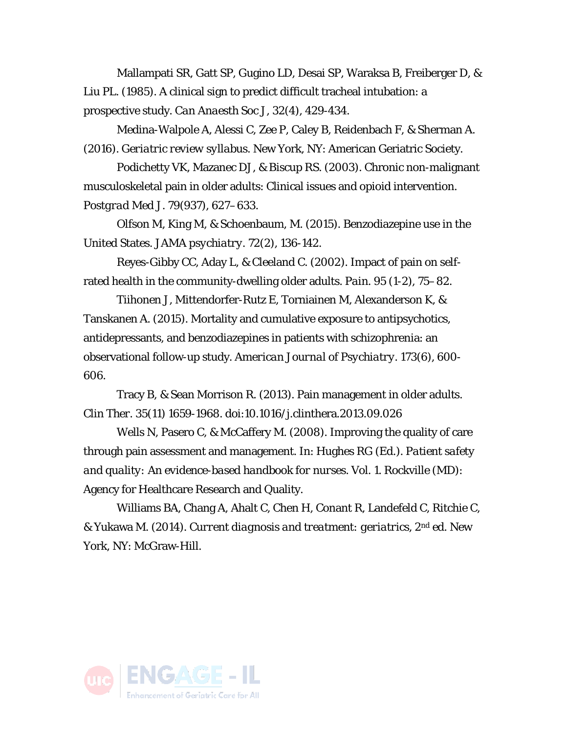Mallampati SR, Gatt SP, Gugino LD, Desai SP, Waraksa B, Freiberger D, & Liu PL. (1985). A clinical sign to predict difficult tracheal intubation: a prospective study. *Can Anaesth Soc J*, 32(4), 429-434.

Medina-Walpole A, Alessi C, Zee P, Caley B, Reidenbach F, & Sherman A. (2016). *Geriatric review syllabus*. New York, NY: American Geriatric Society.

Podichetty VK, Mazanec DJ, & Biscup RS. (2003). Chronic non-malignant musculoskeletal pain in older adults: Clinical issues and opioid intervention. *Postgrad Med J*. 79(937), 627–633.

Olfson M, King M, & Schoenbaum, M. (2015). Benzodiazepine use in the United States. *JAMA psychiatry*. 72(2), 136-142.

Reyes-Gibby CC, Aday L, & Cleeland C. (2002). Impact of pain on self-rated health in the community-dwelling older adults. *Pain*. 95 (1-2), 75–82.

Tiihonen J, Mittendorfer-Rutz E, Torniainen M, Alexanderson K, & Tanskanen A. (2015). Mortality and cumulative exposure to antipsychotics, antidepressants, and benzodiazepines in patients with schizophrenia: an observational follow-up study. *American Journal of Psychiatry*. 173(6), 600-606.

Tracy B, & Sean Morrison R. (2013). Pain management in older adults. *Clin Ther*. 35(11) 1659-1968. doi:10.1016/j.clinthera.2013.09.026

Wells N, Pasero C, & McCaffery M. (2008). Improving the quality of care through pain assessment and management. In: Hughes RG (Ed.). *Patient safety and quality: An evidence-based handbook for nurses*. Vol. 1. Rockville (MD): Agency for Healthcare Research and Quality.

Williams BA, Chang A, Ahalt C, Chen H, Conant R, Landefeld C, Ritchie C, & Yukawa M. (2014). *Current diagnosis and treatment: geriatrics*, 2nd ed. New York, NY: McGraw-Hill.